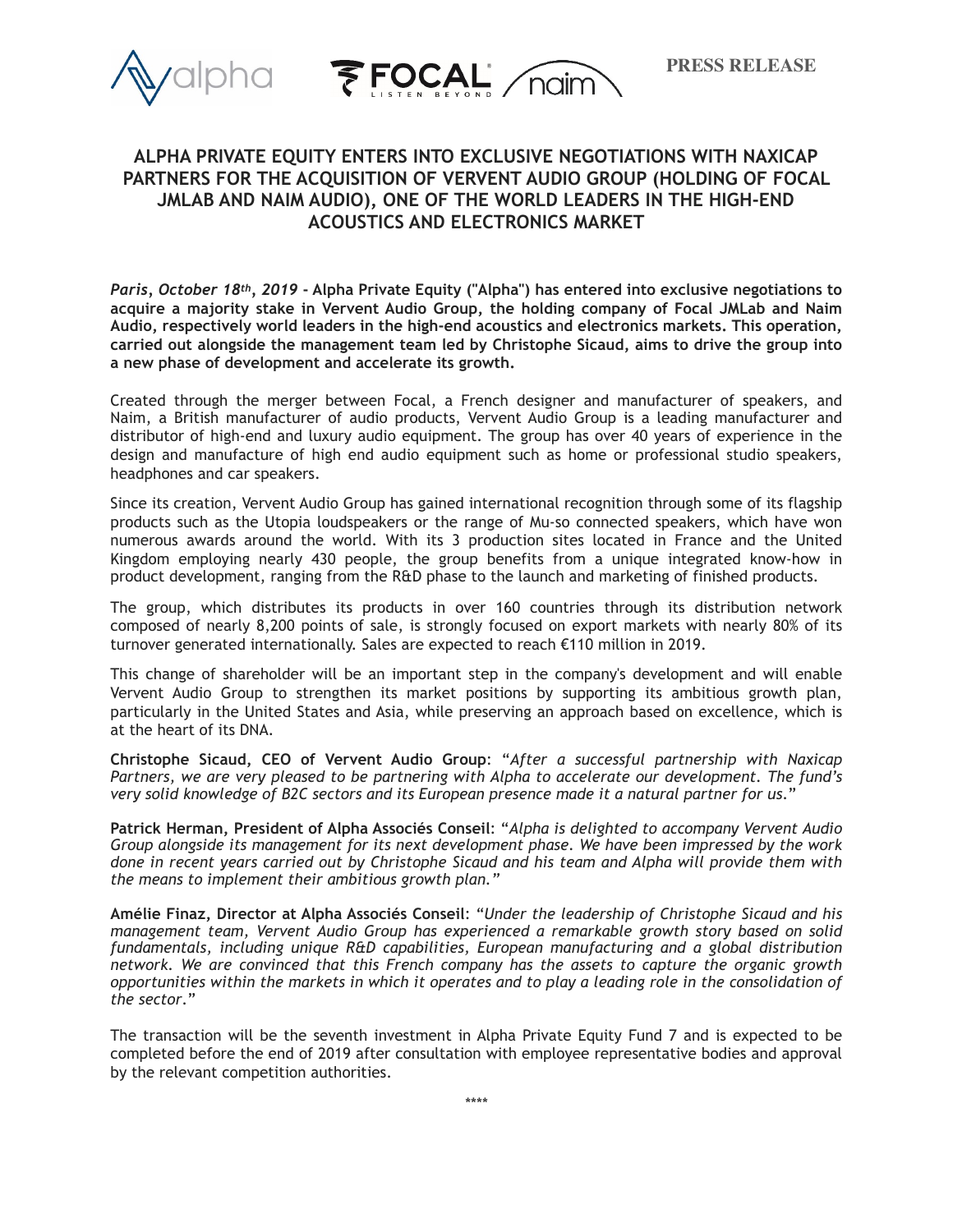PRESS RELEASE

# ALPHA PRIVATE EQUITY ENTERS INTO EXCLUSIVE NEGOTIATIONS WITH NAXICAP PARTNERS FOR THE ACQUISITION OF VERVENT AUDIO GROUP (HOLDING OF FOCAL JMLAB AND NAIM AUDIO), ONE OF THE WORLD LEADERS IN THE HIGH-END ACOUSTICS AND ELECTRONICS MARKET

***Paris, October 18th, 2019*** **- Alpha Private Equity ("Alpha") has entered into exclusive negotiations to acquire a majority stake in Vervent Audio Group, the holding company of Focal JMLab and Naim Audio, respectively world leaders in the high-end acoustics and electronics markets. This operation, carried out alongside the management team led by Christophe Sicaud, aims to drive the group into a new phase of development and accelerate its growth.**

Created through the merger between Focal, a French designer and manufacturer of speakers, and Naim, a British manufacturer of audio products, Vervent Audio Group is a leading manufacturer and distributor of high-end and luxury audio equipment. The group has over 40 years of experience in the design and manufacture of high end audio equipment such as home or professional studio speakers, headphones and car speakers.

Since its creation, Vervent Audio Group has gained international recognition through some of its flagship products such as the Utopia loudspeakers or the range of Mu-so connected speakers, which have won numerous awards around the world. With its 3 production sites located in France and the United Kingdom employing nearly 430 people, the group benefits from a unique integrated know-how in product development, ranging from the R&D phase to the launch and marketing of finished products.

The group, which distributes its products in over 160 countries through its distribution network composed of nearly 8,200 points of sale, is strongly focused on export markets with nearly 80% of its turnover generated internationally. Sales are expected to reach €110 million in 2019.

This change of shareholder will be an important step in the company's development and will enable Vervent Audio Group to strengthen its market positions by supporting its ambitious growth plan, particularly in the United States and Asia, while preserving an approach based on excellence, which is at the heart of its DNA.

**Christophe Sicaud, CEO of Vervent Audio Group**: "*After a successful partnership with Naxicap Partners, we are very pleased to be partnering with Alpha to accelerate our development. The fund's very solid knowledge of B2C sectors and its European presence made it a natural partner for us.*"

**Patrick Herman, President of Alpha Associés Conseil**: "*Alpha is delighted to accompany Vervent Audio Group alongside its management for its next development phase. We have been impressed by the work done in recent years carried out by Christophe Sicaud and his team and Alpha will provide them with the means to implement their ambitious growth plan.*"

**Amélie Finaz, Director at Alpha Associés Conseil**: "*Under the leadership of Christophe Sicaud and his management team, Vervent Audio Group has experienced a remarkable growth story based on solid fundamentals, including unique R&D capabilities, European manufacturing and a global distribution network. We are convinced that this French company has the assets to capture the organic growth opportunities within the markets in which it operates and to play a leading role in the consolidation of the sector.*"

The transaction will be the seventh investment in Alpha Private Equity Fund 7 and is expected to be completed before the end of 2019 after consultation with employee representative bodies and approval by the relevant competition authorities.

\*\*\*\*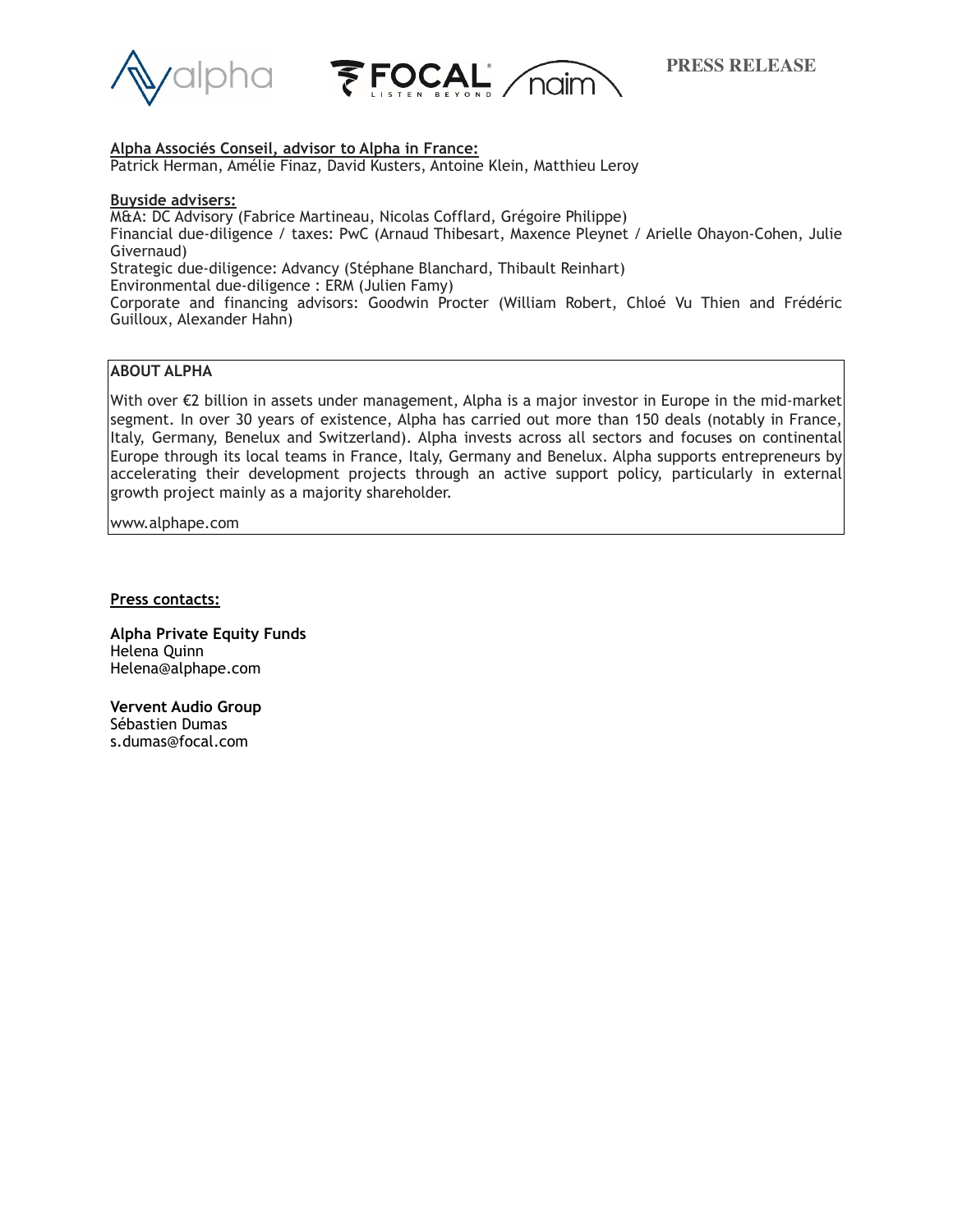**PRESS RELEASE**

**Alpha Associés Conseil, advisor to Alpha in France:**
Patrick Herman, Amélie Finaz, David Kusters, Antoine Klein, Matthieu Leroy

**Buyside advisers:**
M&A: DC Advisory (Fabrice Martineau, Nicolas Cofflard, Grégoire Philippe)
Financial due-diligence / taxes: PwC (Arnaud Thibesart, Maxence Pleynet / Arielle Ohayon-Cohen, Julie Givernaud)
Strategic due-diligence: Advancy (Stéphane Blanchard, Thibault Reinhart)
Environmental due-diligence : ERM (Julien Famy)
Corporate and financing advisors: Goodwin Procter (William Robert, Chloé Vu Thien and Frédéric Guilloux, Alexander Hahn)

**ABOUT ALPHA**

With over €2 billion in assets under management, Alpha is a major investor in Europe in the mid-market segment. In over 30 years of existence, Alpha has carried out more than 150 deals (notably in France, Italy, Germany, Benelux and Switzerland). Alpha invests across all sectors and focuses on continental Europe through its local teams in France, Italy, Germany and Benelux. Alpha supports entrepreneurs by accelerating their development projects through an active support policy, particularly in external growth project mainly as a majority shareholder.

www.alphape.com

**Press contacts:**

**Alpha Private Equity Funds**
Helena Quinn
Helena@alphape.com

**Vervent Audio Group**
Sébastien Dumas
s.dumas@focal.com